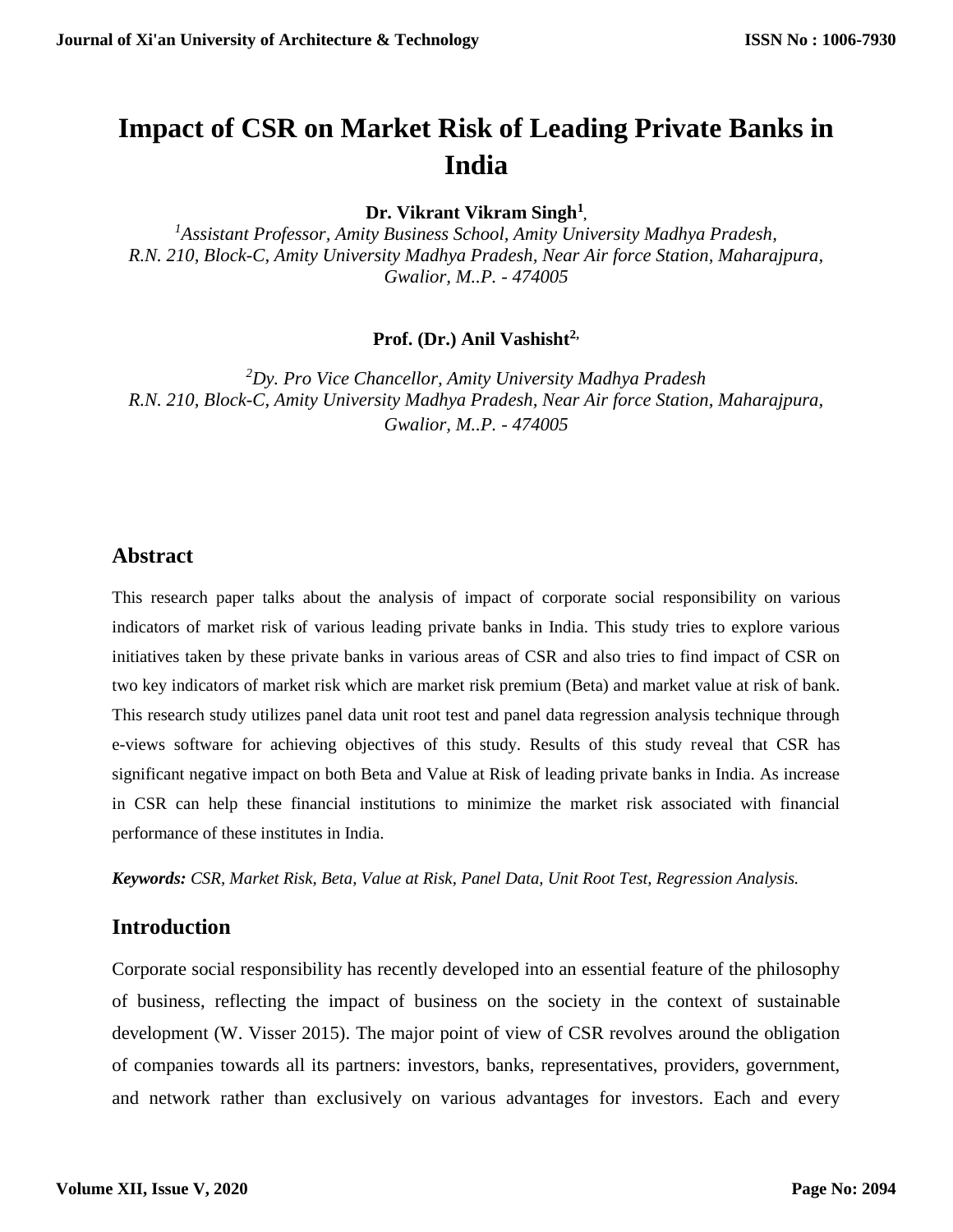# Impact of CSR on Market Risk of Leading Private Banks in India

**Dr. Vikrant Vikram Singh[1]**,

[1]*Assistant Professor, Amity Business School, Amity University Madhya Pradesh, R.N. 210, Block-C, Amity University Madhya Pradesh, Near Air force Station, Maharajpura, Gwalior, M..P. - 474005*

**Prof. (Dr.) Anil Vashisht[2]**,

[2]*Dy. Pro Vice Chancellor, Amity University Madhya Pradesh R.N. 210, Block-C, Amity University Madhya Pradesh, Near Air force Station, Maharajpura, Gwalior, M..P. - 474005*

## Abstract

This research paper talks about the analysis of impact of corporate social responsibility on various indicators of market risk of various leading private banks in India. This study tries to explore various initiatives taken by these private banks in various areas of CSR and also tries to find impact of CSR on two key indicators of market risk which are market risk premium (Beta) and market value at risk of bank. This research study utilizes panel data unit root test and panel data regression analysis technique through e-views software for achieving objectives of this study. Results of this study reveal that CSR has significant negative impact on both Beta and Value at Risk of leading private banks in India. As increase in CSR can help these financial institutions to minimize the market risk associated with financial performance of these institutes in India.

***Keywords:*** *CSR, Market Risk, Beta, Value at Risk, Panel Data, Unit Root Test, Regression Analysis.*

## Introduction

Corporate social responsibility has recently developed into an essential feature of the philosophy of business, reflecting the impact of business on the society in the context of sustainable development (W. Visser 2015). The major point of view of CSR revolves around the obligation of companies towards all its partners: investors, banks, representatives, providers, government, and network rather than exclusively on various advantages for investors. Each and every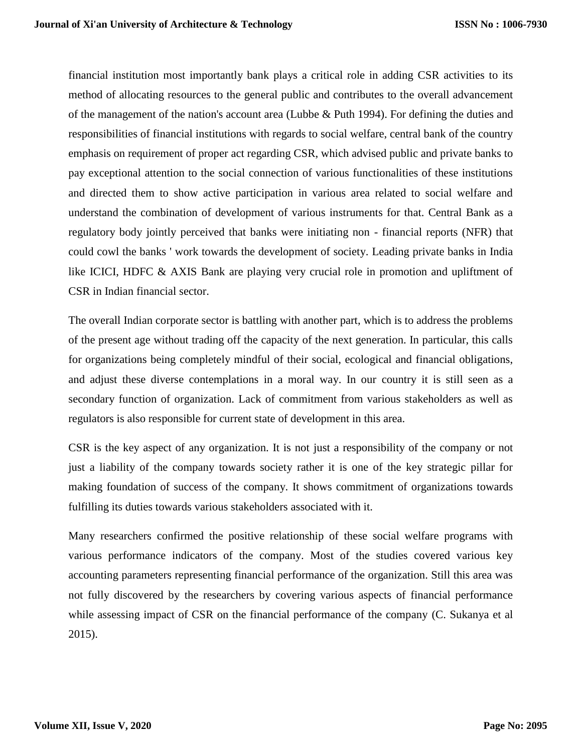financial institution most importantly bank plays a critical role in adding CSR activities to its method of allocating resources to the general public and contributes to the overall advancement of the management of the nation's account area (Lubbe & Puth 1994). For defining the duties and responsibilities of financial institutions with regards to social welfare, central bank of the country emphasis on requirement of proper act regarding CSR, which advised public and private banks to pay exceptional attention to the social connection of various functionalities of these institutions and directed them to show active participation in various area related to social welfare and understand the combination of development of various instruments for that. Central Bank as a regulatory body jointly perceived that banks were initiating non - financial reports (NFR) that could cowl the banks ' work towards the development of society. Leading private banks in India like ICICI, HDFC & AXIS Bank are playing very crucial role in promotion and upliftment of CSR in Indian financial sector.

The overall Indian corporate sector is battling with another part, which is to address the problems of the present age without trading off the capacity of the next generation. In particular, this calls for organizations being completely mindful of their social, ecological and financial obligations, and adjust these diverse contemplations in a moral way. In our country it is still seen as a secondary function of organization. Lack of commitment from various stakeholders as well as regulators is also responsible for current state of development in this area.

CSR is the key aspect of any organization. It is not just a responsibility of the company or not just a liability of the company towards society rather it is one of the key strategic pillar for making foundation of success of the company. It shows commitment of organizations towards fulfilling its duties towards various stakeholders associated with it.

Many researchers confirmed the positive relationship of these social welfare programs with various performance indicators of the company. Most of the studies covered various key accounting parameters representing financial performance of the organization. Still this area was not fully discovered by the researchers by covering various aspects of financial performance while assessing impact of CSR on the financial performance of the company (C. Sukanya et al 2015).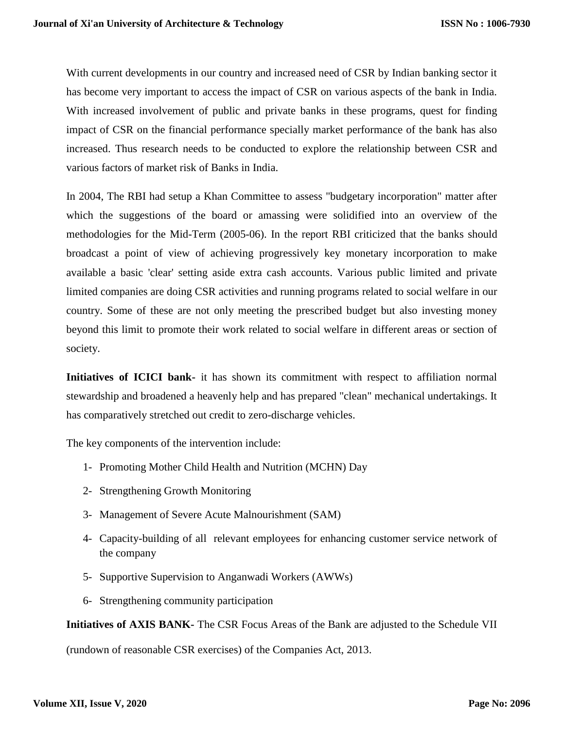With current developments in our country and increased need of CSR by Indian banking sector it has become very important to access the impact of CSR on various aspects of the bank in India. With increased involvement of public and private banks in these programs, quest for finding impact of CSR on the financial performance specially market performance of the bank has also increased. Thus research needs to be conducted to explore the relationship between CSR and various factors of market risk of Banks in India.

In 2004, The RBI had setup a Khan Committee to assess "budgetary incorporation" matter after which the suggestions of the board or amassing were solidified into an overview of the methodologies for the Mid-Term (2005-06). In the report RBI criticized that the banks should broadcast a point of view of achieving progressively key monetary incorporation to make available a basic 'clear' setting aside extra cash accounts. Various public limited and private limited companies are doing CSR activities and running programs related to social welfare in our country. Some of these are not only meeting the prescribed budget but also investing money beyond this limit to promote their work related to social welfare in different areas or section of society.

**Initiatives of ICICI bank-** it has shown its commitment with respect to affiliation normal stewardship and broadened a heavenly help and has prepared "clean" mechanical undertakings. It has comparatively stretched out credit to zero-discharge vehicles.

The key components of the intervention include:

1- Promoting Mother Child Health and Nutrition (MCHN) Day
2- Strengthening Growth Monitoring
3- Management of Severe Acute Malnourishment (SAM)
4- Capacity-building of all relevant employees for enhancing customer service network of the company
5- Supportive Supervision to Anganwadi Workers (AWWs)
6- Strengthening community participation

**Initiatives of AXIS BANK-** The CSR Focus Areas of the Bank are adjusted to the Schedule VII (rundown of reasonable CSR exercises) of the Companies Act, 2013.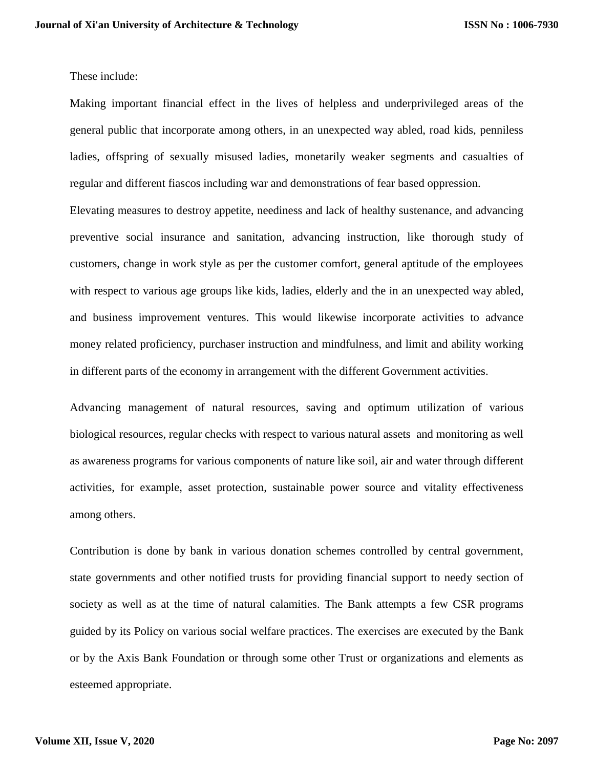These include:

Making important financial effect in the lives of helpless and underprivileged areas of the general public that incorporate among others, in an unexpected way abled, road kids, penniless ladies, offspring of sexually misused ladies, monetarily weaker segments and casualties of regular and different fiascos including war and demonstrations of fear based oppression.

Elevating measures to destroy appetite, neediness and lack of healthy sustenance, and advancing preventive social insurance and sanitation, advancing instruction, like thorough study of customers, change in work style as per the customer comfort, general aptitude of the employees with respect to various age groups like kids, ladies, elderly and the in an unexpected way abled, and business improvement ventures. This would likewise incorporate activities to advance money related proficiency, purchaser instruction and mindfulness, and limit and ability working in different parts of the economy in arrangement with the different Government activities.

Advancing management of natural resources, saving and optimum utilization of various biological resources, regular checks with respect to various natural assets and monitoring as well as awareness programs for various components of nature like soil, air and water through different activities, for example, asset protection, sustainable power source and vitality effectiveness among others.

Contribution is done by bank in various donation schemes controlled by central government, state governments and other notified trusts for providing financial support to needy section of society as well as at the time of natural calamities. The Bank attempts a few CSR programs guided by its Policy on various social welfare practices. The exercises are executed by the Bank or by the Axis Bank Foundation or through some other Trust or organizations and elements as esteemed appropriate.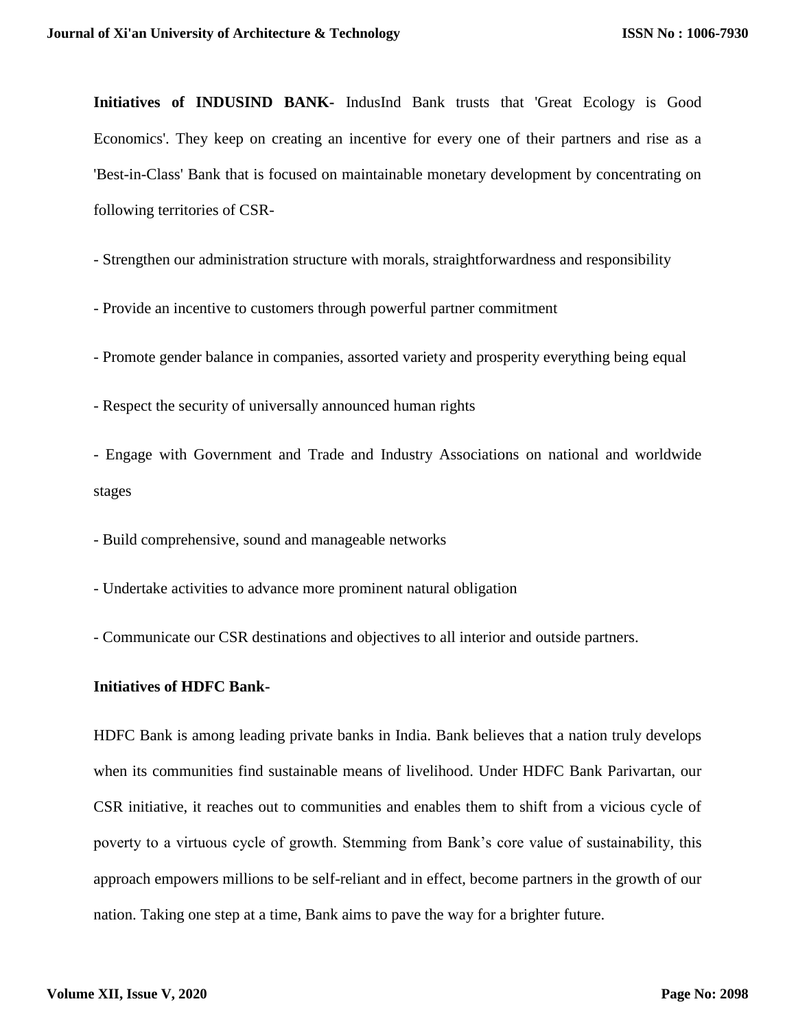**Initiatives of INDUSIND BANK-** IndusInd Bank trusts that 'Great Ecology is Good Economics'. They keep on creating an incentive for every one of their partners and rise as a 'Best-in-Class' Bank that is focused on maintainable monetary development by concentrating on following territories of CSR-

- Strengthen our administration structure with morals, straightforwardness and responsibility
- Provide an incentive to customers through powerful partner commitment
- Promote gender balance in companies, assorted variety and prosperity everything being equal
- Respect the security of universally announced human rights
- Engage with Government and Trade and Industry Associations on national and worldwide stages
- Build comprehensive, sound and manageable networks
- Undertake activities to advance more prominent natural obligation
- Communicate our CSR destinations and objectives to all interior and outside partners.

**Initiatives of HDFC Bank-**

HDFC Bank is among leading private banks in India. Bank believes that a nation truly develops when its communities find sustainable means of livelihood. Under HDFC Bank Parivartan, our CSR initiative, it reaches out to communities and enables them to shift from a vicious cycle of poverty to a virtuous cycle of growth. Stemming from Bank's core value of sustainability, this approach empowers millions to be self-reliant and in effect, become partners in the growth of our nation. Taking one step at a time, Bank aims to pave the way for a brighter future.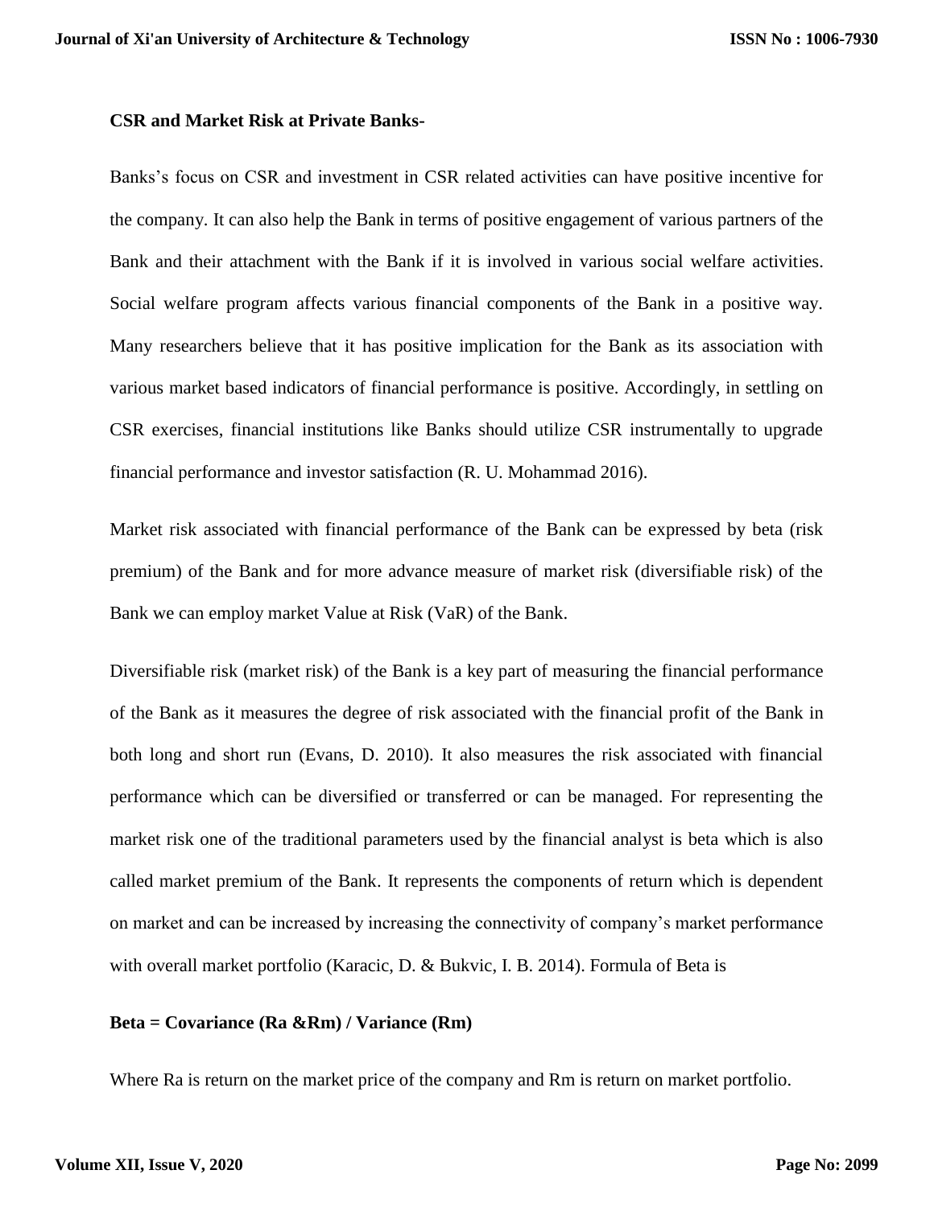**CSR and Market Risk at Private Banks-**

Banks's focus on CSR and investment in CSR related activities can have positive incentive for the company. It can also help the Bank in terms of positive engagement of various partners of the Bank and their attachment with the Bank if it is involved in various social welfare activities. Social welfare program affects various financial components of the Bank in a positive way. Many researchers believe that it has positive implication for the Bank as its association with various market based indicators of financial performance is positive. Accordingly, in settling on CSR exercises, financial institutions like Banks should utilize CSR instrumentally to upgrade financial performance and investor satisfaction (R. U. Mohammad 2016).

Market risk associated with financial performance of the Bank can be expressed by beta (risk premium) of the Bank and for more advance measure of market risk (diversifiable risk) of the Bank we can employ market Value at Risk (VaR) of the Bank.

Diversifiable risk (market risk) of the Bank is a key part of measuring the financial performance of the Bank as it measures the degree of risk associated with the financial profit of the Bank in both long and short run (Evans, D. 2010). It also measures the risk associated with financial performance which can be diversified or transferred or can be managed. For representing the market risk one of the traditional parameters used by the financial analyst is beta which is also called market premium of the Bank. It represents the components of return which is dependent on market and can be increased by increasing the connectivity of company's market performance with overall market portfolio (Karacic, D. & Bukvic, I. B. 2014). Formula of Beta is

**Beta = Covariance (Ra &Rm) / Variance (Rm)**

Where Ra is return on the market price of the company and Rm is return on market portfolio.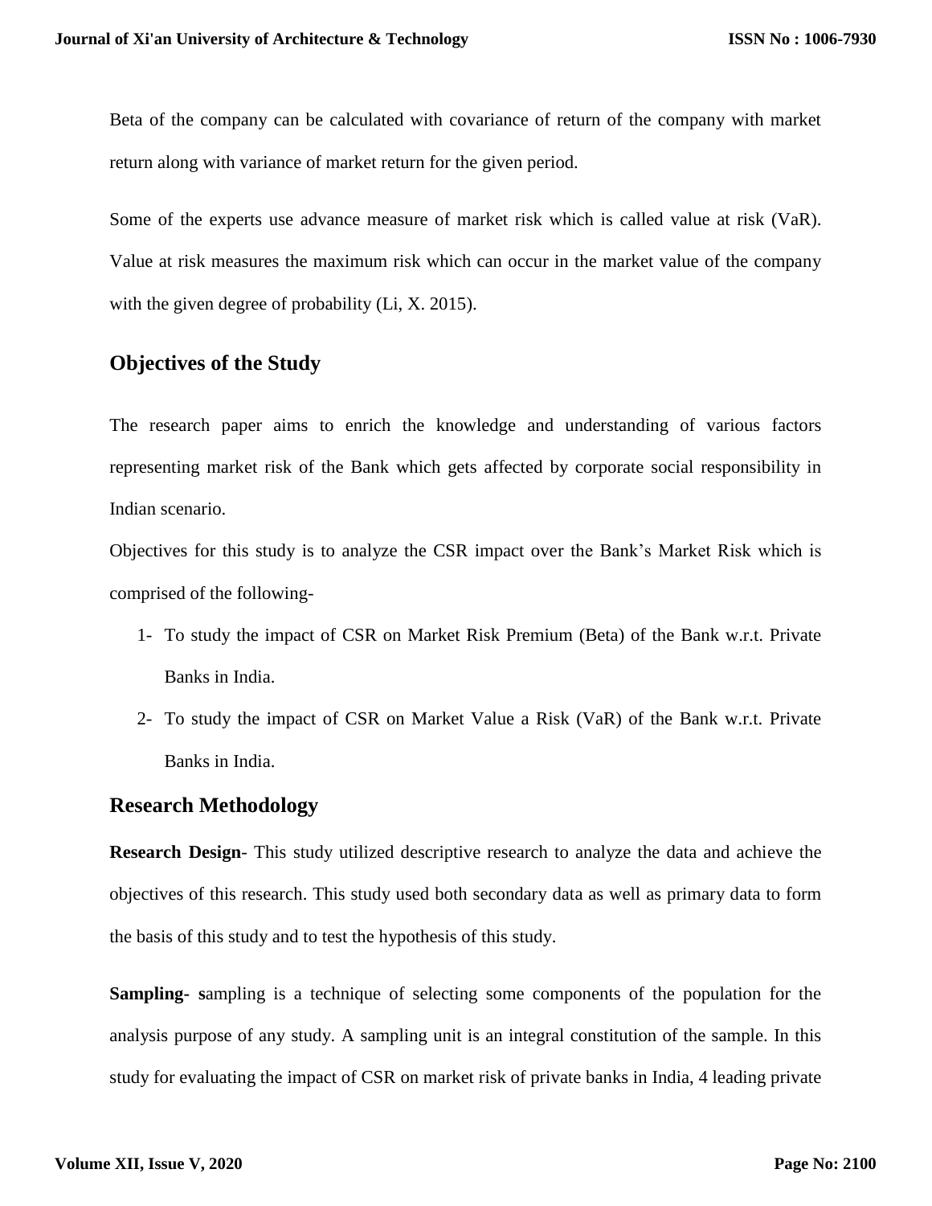Beta of the company can be calculated with covariance of return of the company with market return along with variance of market return for the given period.

Some of the experts use advance measure of market risk which is called value at risk (VaR). Value at risk measures the maximum risk which can occur in the market value of the company with the given degree of probability (Li, X. 2015).

## Objectives of the Study

The research paper aims to enrich the knowledge and understanding of various factors representing market risk of the Bank which gets affected by corporate social responsibility in Indian scenario.

Objectives for this study is to analyze the CSR impact over the Bank's Market Risk which is comprised of the following-

1- To study the impact of CSR on Market Risk Premium (Beta) of the Bank w.r.t. Private Banks in India.

2- To study the impact of CSR on Market Value a Risk (VaR) of the Bank w.r.t. Private Banks in India.

## Research Methodology

**Research Design**- This study utilized descriptive research to analyze the data and achieve the objectives of this research. This study used both secondary data as well as primary data to form the basis of this study and to test the hypothesis of this study.

**Sampling- s**ampling is a technique of selecting some components of the population for the analysis purpose of any study. A sampling unit is an integral constitution of the sample. In this study for evaluating the impact of CSR on market risk of private banks in India, 4 leading private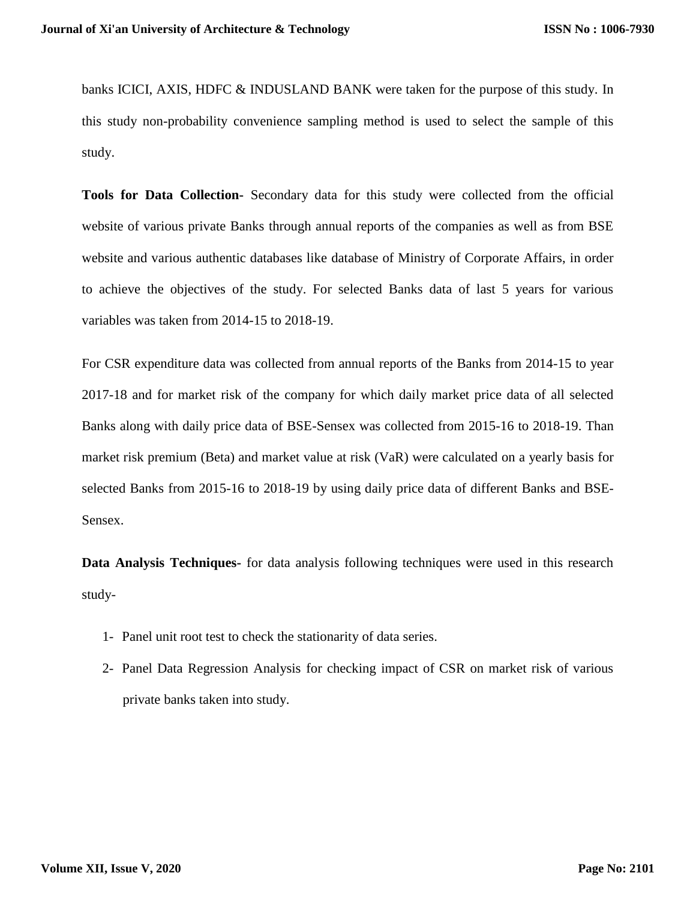banks ICICI, AXIS, HDFC & INDUSLAND BANK were taken for the purpose of this study. In this study non-probability convenience sampling method is used to select the sample of this study.

**Tools for Data Collection-** Secondary data for this study were collected from the official website of various private Banks through annual reports of the companies as well as from BSE website and various authentic databases like database of Ministry of Corporate Affairs, in order to achieve the objectives of the study. For selected Banks data of last 5 years for various variables was taken from 2014-15 to 2018-19.

For CSR expenditure data was collected from annual reports of the Banks from 2014-15 to year 2017-18 and for market risk of the company for which daily market price data of all selected Banks along with daily price data of BSE-Sensex was collected from 2015-16 to 2018-19. Than market risk premium (Beta) and market value at risk (VaR) were calculated on a yearly basis for selected Banks from 2015-16 to 2018-19 by using daily price data of different Banks and BSE-Sensex.

**Data Analysis Techniques-** for data analysis following techniques were used in this research study-

1- Panel unit root test to check the stationarity of data series.
2- Panel Data Regression Analysis for checking impact of CSR on market risk of various private banks taken into study.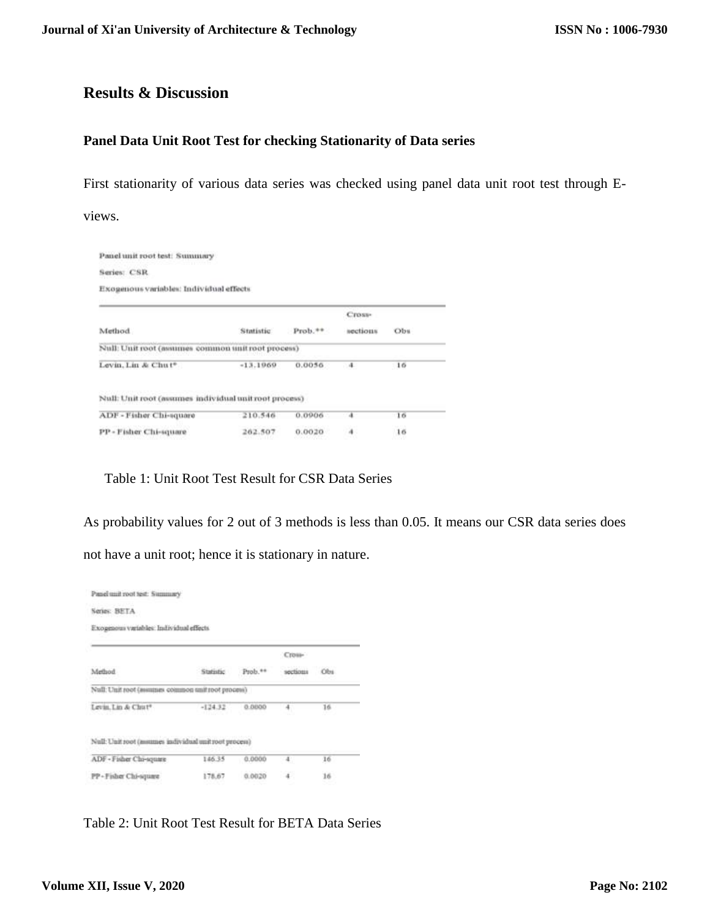## Results & Discussion

### Panel Data Unit Root Test for checking Stationarity of Data series

First stationarity of various data series was checked using panel data unit root test through E-views.

Panel unit root test: Summary

Series: CSR

Exogenous variables: Individual effects

| Method | Statistic | Prob.** | Cross-sections | Obs |
|---|---|---|---|---|
| Null: Unit root (assumes common unit root process) | | | | |
| Levin, Lin & Chu t* | -13.1969 | 0.0056 | 4 | 16 |
| Null: Unit root (assumes individual unit root process) | | | | |
| ADF - Fisher Chi-square | 210.546 | 0.0906 | 4 | 16 |
| PP - Fisher Chi-square | 262.507 | 0.0020 | 4 | 16 |

Table 1: Unit Root Test Result for CSR Data Series

As probability values for 2 out of 3 methods is less than 0.05. It means our CSR data series does not have a unit root; hence it is stationary in nature.

Panel unit root test: Summary

Series: BETA

Exogenous variables: Individual effects

| Method | Statistic | Prob.** | Cross-sections | Obs |
|---|---|---|---|---|
| Null: Unit root (assumes common unit root process) | | | | |
| Levin, Lin & Chu t* | -124.32 | 0.0000 | 4 | 16 |
| Null: Unit root (assumes individual unit root process) | | | | |
| ADF - Fisher Chi-square | 146.35 | 0.0000 | 4 | 16 |
| PP - Fisher Chi-square | 178.67 | 0.0020 | 4 | 16 |

Table 2: Unit Root Test Result for BETA Data Series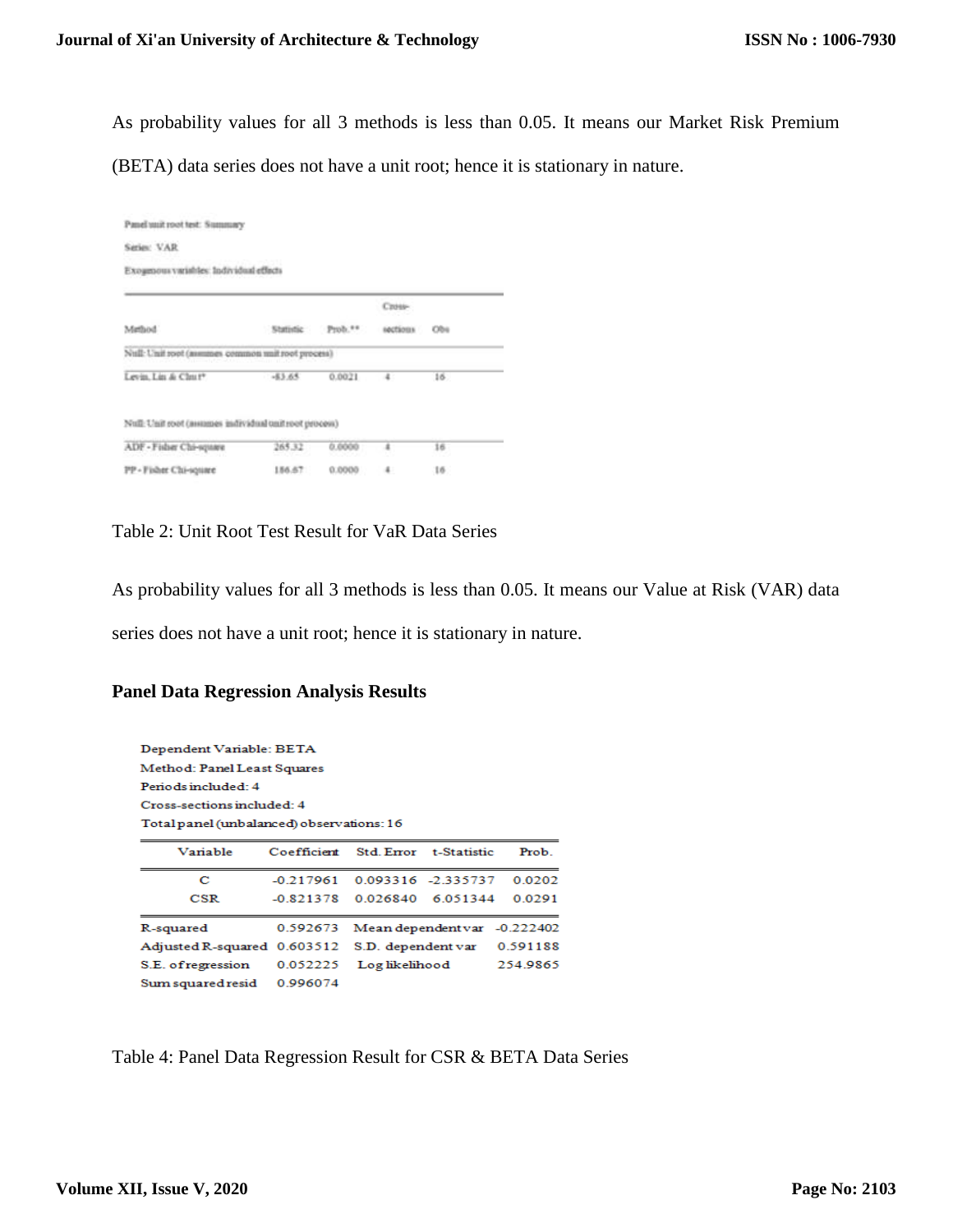As probability values for all 3 methods is less than 0.05. It means our Market Risk Premium (BETA) data series does not have a unit root; hence it is stationary in nature.

Panel unit root test: Summary

Series: VAR

Exogenous variables: Individual effects

| Method | Statistic | Prob.** | Cross-sections | Obs |
|---|---|---|---|---|
| Null: Unit root (assumes common unit root process) | | | | |
| Levin, Lin & Chu t* | -83.65 | 0.0021 | 4 | 16 |
| Null: Unit root (assumes individual unit root process) | | | | |
| ADF - Fisher Chi-square | 265.32 | 0.0000 | 4 | 16 |
| PP - Fisher Chi-square | 186.67 | 0.0000 | 4 | 16 |

Table 2: Unit Root Test Result for VaR Data Series

As probability values for all 3 methods is less than 0.05. It means our Value at Risk (VAR) data series does not have a unit root; hence it is stationary in nature.

## Panel Data Regression Analysis Results

Dependent Variable: BETA
Method: Panel Least Squares
Periods included: 4
Cross-sections included: 4
Total panel (unbalanced) observations: 16

| Variable | Coefficient | Std. Error | t-Statistic | Prob. |
|---|---|---|---|---|
| C | -0.217961 | 0.093316 | -2.335737 | 0.0202 |
| CSR | -0.821378 | 0.026840 | 6.051344 | 0.0291 |

| | | | |
|---|---|---|---|
| R-squared | 0.592673 | Mean dependent var | -0.222402 |
| Adjusted R-squared | 0.603512 | S.D. dependent var | 0.591188 |
| S.E. of regression | 0.052225 | Log likelihood | 254.9865 |
| Sum squared resid | 0.996074 | | |

Table 4: Panel Data Regression Result for CSR & BETA Data Series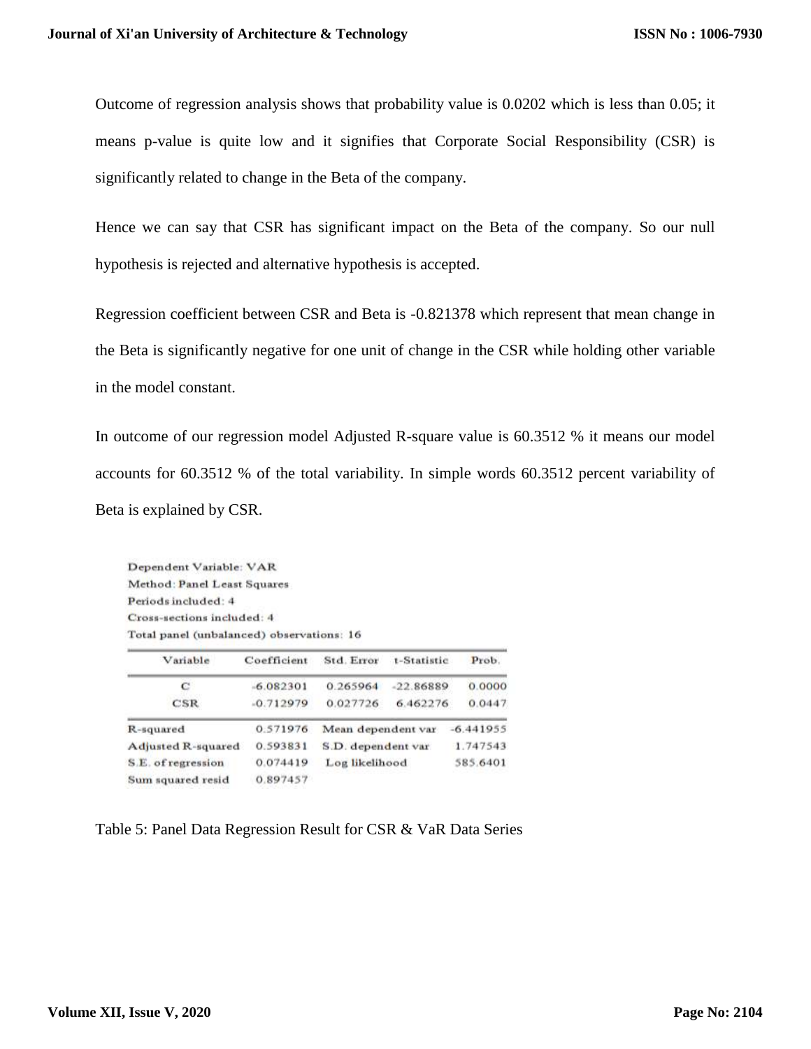Outcome of regression analysis shows that probability value is 0.0202 which is less than 0.05; it means p-value is quite low and it signifies that Corporate Social Responsibility (CSR) is significantly related to change in the Beta of the company.

Hence we can say that CSR has significant impact on the Beta of the company. So our null hypothesis is rejected and alternative hypothesis is accepted.

Regression coefficient between CSR and Beta is -0.821378 which represent that mean change in the Beta is significantly negative for one unit of change in the CSR while holding other variable in the model constant.

In outcome of our regression model Adjusted R-square value is 60.3512 % it means our model accounts for 60.3512 % of the total variability. In simple words 60.3512 percent variability of Beta is explained by CSR.

Dependent Variable: VAR
Method: Panel Least Squares
Periods included: 4
Cross-sections included: 4
Total panel (unbalanced) observations: 16

| Variable | Coefficient | Std. Error | t-Statistic | Prob. |
|---|---|---|---|---|
| C | -6.082301 | 0.265964 | -22.86889 | 0.0000 |
| CSR | -0.712979 | 0.027726 | 6.462276 | 0.0447 |
| R-squared | 0.571976 | Mean dependent var | | -6.441955 |
| Adjusted R-squared | 0.593831 | S.D. dependent var | | 1.747543 |
| S.E. of regression | 0.074419 | Log likelihood | | 585.6401 |
| Sum squared resid | 0.897457 | | | |

Table 5: Panel Data Regression Result for CSR & VaR Data Series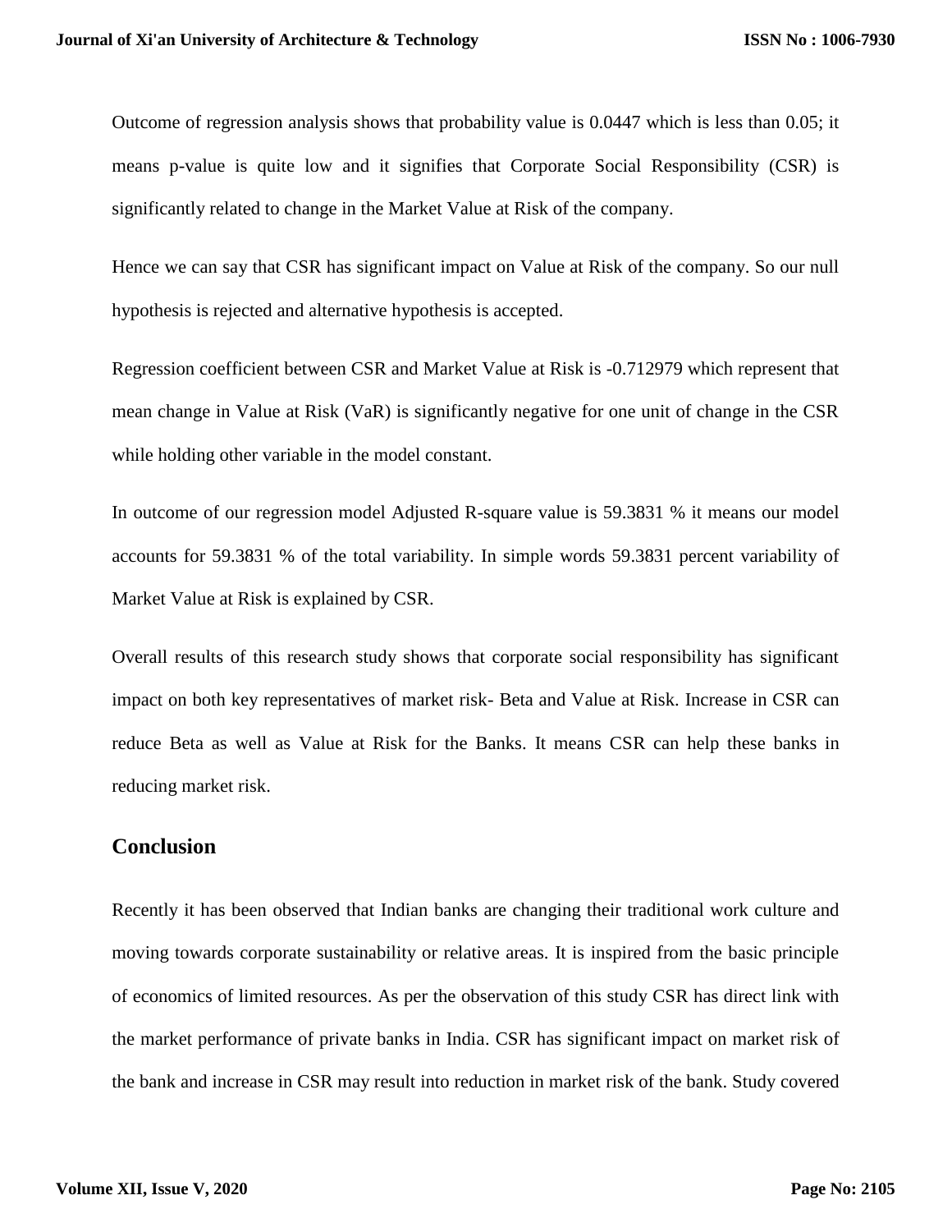Outcome of regression analysis shows that probability value is 0.0447 which is less than 0.05; it means p-value is quite low and it signifies that Corporate Social Responsibility (CSR) is significantly related to change in the Market Value at Risk of the company.

Hence we can say that CSR has significant impact on Value at Risk of the company. So our null hypothesis is rejected and alternative hypothesis is accepted.

Regression coefficient between CSR and Market Value at Risk is -0.712979 which represent that mean change in Value at Risk (VaR) is significantly negative for one unit of change in the CSR while holding other variable in the model constant.

In outcome of our regression model Adjusted R-square value is 59.3831 % it means our model accounts for 59.3831 % of the total variability. In simple words 59.3831 percent variability of Market Value at Risk is explained by CSR.

Overall results of this research study shows that corporate social responsibility has significant impact on both key representatives of market risk- Beta and Value at Risk. Increase in CSR can reduce Beta as well as Value at Risk for the Banks. It means CSR can help these banks in reducing market risk.

## Conclusion

Recently it has been observed that Indian banks are changing their traditional work culture and moving towards corporate sustainability or relative areas. It is inspired from the basic principle of economics of limited resources. As per the observation of this study CSR has direct link with the market performance of private banks in India. CSR has significant impact on market risk of the bank and increase in CSR may result into reduction in market risk of the bank. Study covered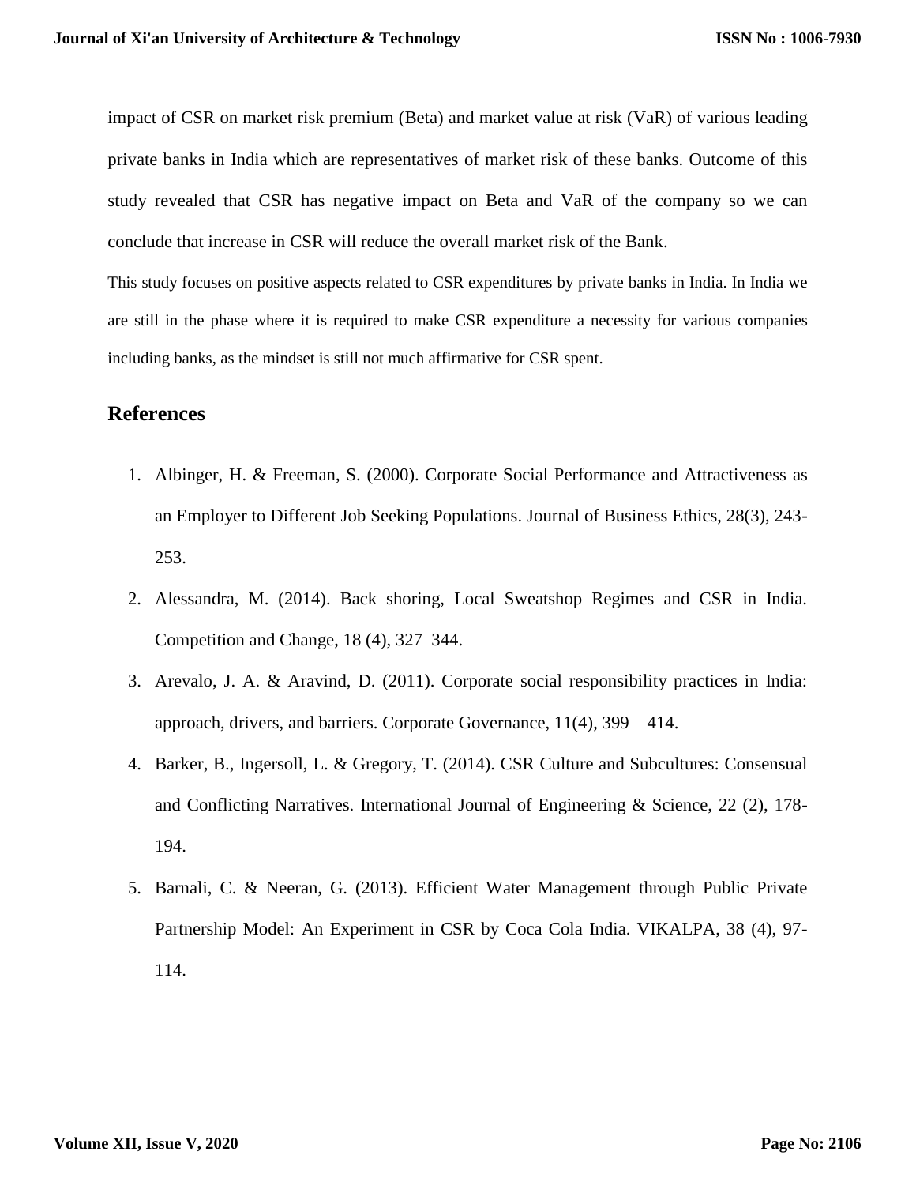impact of CSR on market risk premium (Beta) and market value at risk (VaR) of various leading private banks in India which are representatives of market risk of these banks. Outcome of this study revealed that CSR has negative impact on Beta and VaR of the company so we can conclude that increase in CSR will reduce the overall market risk of the Bank.

This study focuses on positive aspects related to CSR expenditures by private banks in India. In India we are still in the phase where it is required to make CSR expenditure a necessity for various companies including banks, as the mindset is still not much affirmative for CSR spent.

## References

1. Albinger, H. & Freeman, S. (2000). Corporate Social Performance and Attractiveness as an Employer to Different Job Seeking Populations. Journal of Business Ethics, 28(3), 243-253.
2. Alessandra, M. (2014). Back shoring, Local Sweatshop Regimes and CSR in India. Competition and Change, 18 (4), 327–344.
3. Arevalo, J. A. & Aravind, D. (2011). Corporate social responsibility practices in India: approach, drivers, and barriers. Corporate Governance, 11(4), 399 – 414.
4. Barker, B., Ingersoll, L. & Gregory, T. (2014). CSR Culture and Subcultures: Consensual and Conflicting Narratives. International Journal of Engineering & Science, 22 (2), 178-194.
5. Barnali, C. & Neeran, G. (2013). Efficient Water Management through Public Private Partnership Model: An Experiment in CSR by Coca Cola India. VIKALPA, 38 (4), 97-114.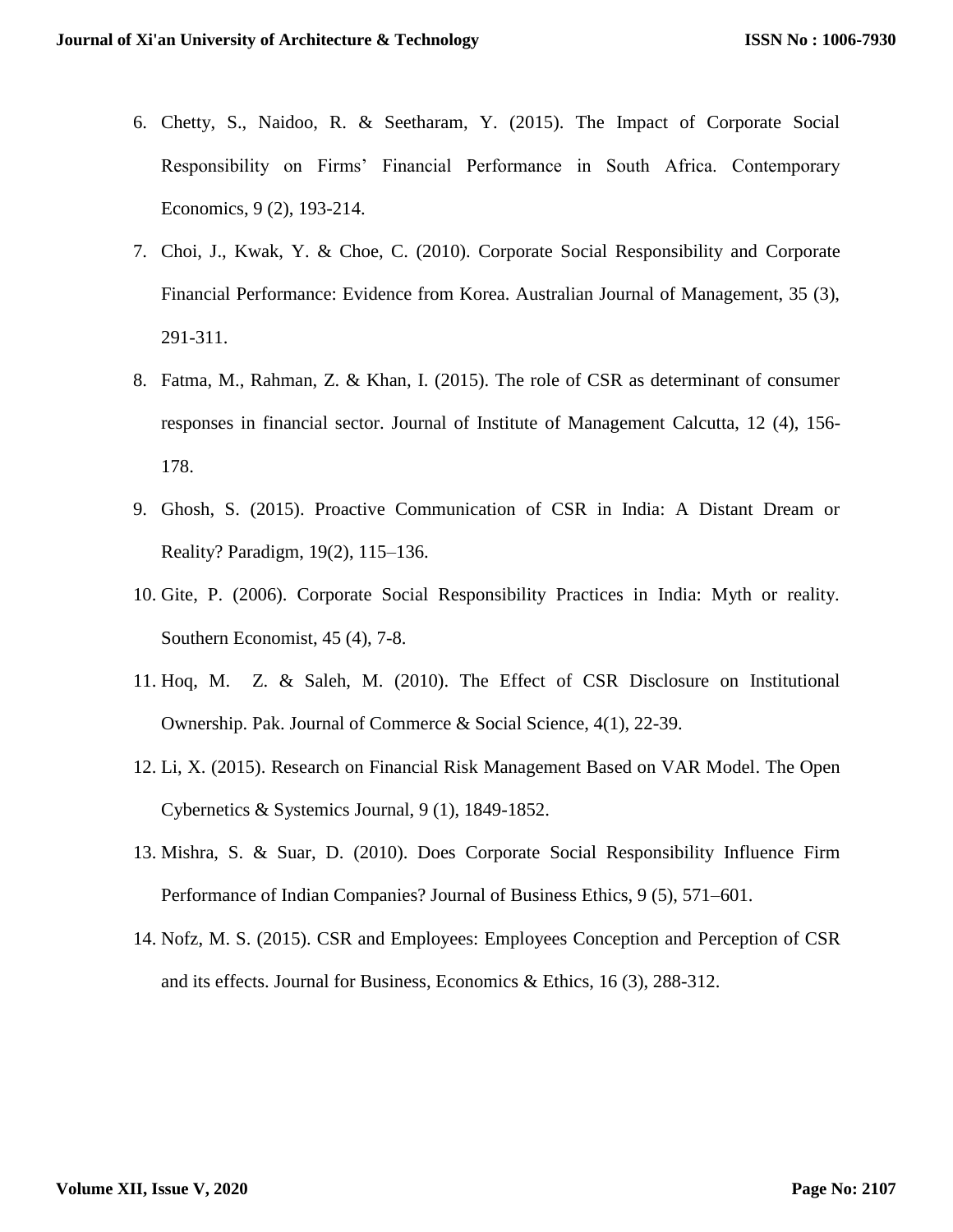6. Chetty, S., Naidoo, R. & Seetharam, Y. (2015). The Impact of Corporate Social Responsibility on Firms' Financial Performance in South Africa. Contemporary Economics, 9 (2), 193-214.
7. Choi, J., Kwak, Y. & Choe, C. (2010). Corporate Social Responsibility and Corporate Financial Performance: Evidence from Korea. Australian Journal of Management, 35 (3), 291-311.
8. Fatma, M., Rahman, Z. & Khan, I. (2015). The role of CSR as determinant of consumer responses in financial sector. Journal of Institute of Management Calcutta, 12 (4), 156-178.
9. Ghosh, S. (2015). Proactive Communication of CSR in India: A Distant Dream or Reality? Paradigm, 19(2), 115–136.
10. Gite, P. (2006). Corporate Social Responsibility Practices in India: Myth or reality. Southern Economist, 45 (4), 7-8.
11. Hoq, M. Z. & Saleh, M. (2010). The Effect of CSR Disclosure on Institutional Ownership. Pak. Journal of Commerce & Social Science, 4(1), 22-39.
12. Li, X. (2015). Research on Financial Risk Management Based on VAR Model. The Open Cybernetics & Systemics Journal, 9 (1), 1849-1852.
13. Mishra, S. & Suar, D. (2010). Does Corporate Social Responsibility Influence Firm Performance of Indian Companies? Journal of Business Ethics, 9 (5), 571–601.
14. Nofz, M. S. (2015). CSR and Employees: Employees Conception and Perception of CSR and its effects. Journal for Business, Economics & Ethics, 16 (3), 288-312.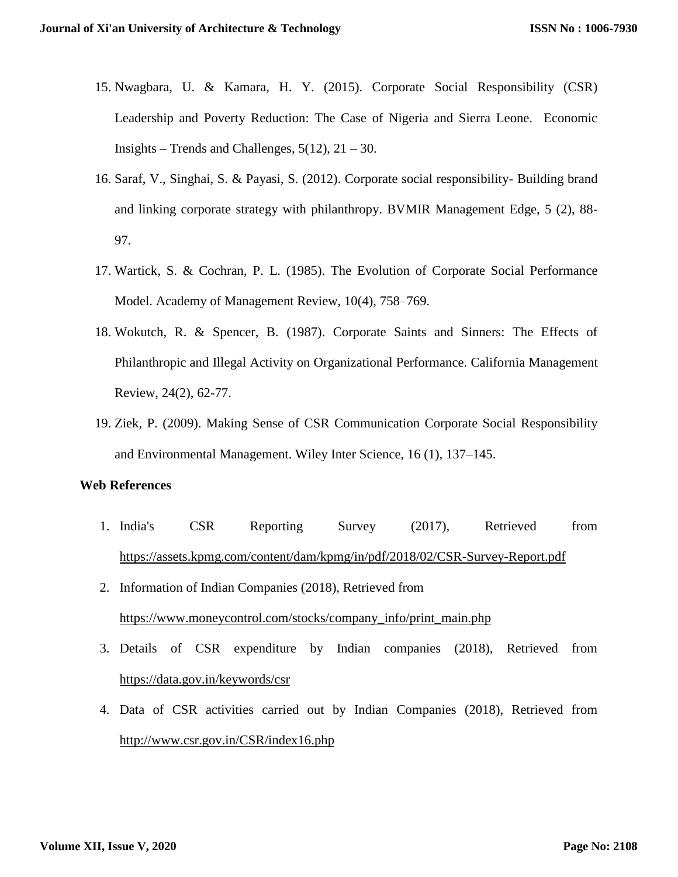15. Nwagbara, U. & Kamara, H. Y. (2015). Corporate Social Responsibility (CSR) Leadership and Poverty Reduction: The Case of Nigeria and Sierra Leone. Economic Insights – Trends and Challenges, 5(12), 21 – 30.
16. Saraf, V., Singhai, S. & Payasi, S. (2012). Corporate social responsibility- Building brand and linking corporate strategy with philanthropy. BVMIR Management Edge, 5 (2), 88-97.
17. Wartick, S. & Cochran, P. L. (1985). The Evolution of Corporate Social Performance Model. Academy of Management Review, 10(4), 758–769.
18. Wokutch, R. & Spencer, B. (1987). Corporate Saints and Sinners: The Effects of Philanthropic and Illegal Activity on Organizational Performance. California Management Review, 24(2), 62-77.
19. Ziek, P. (2009). Making Sense of CSR Communication Corporate Social Responsibility and Environmental Management. Wiley Inter Science, 16 (1), 137–145.

**Web References**

1. India's CSR Reporting Survey (2017), Retrieved from https://assets.kpmg.com/content/dam/kpmg/in/pdf/2018/02/CSR-Survey-Report.pdf
2. Information of Indian Companies (2018), Retrieved from https://www.moneycontrol.com/stocks/company_info/print_main.php
3. Details of CSR expenditure by Indian companies (2018), Retrieved from https://data.gov.in/keywords/csr
4. Data of CSR activities carried out by Indian Companies (2018), Retrieved from http://www.csr.gov.in/CSR/index16.php